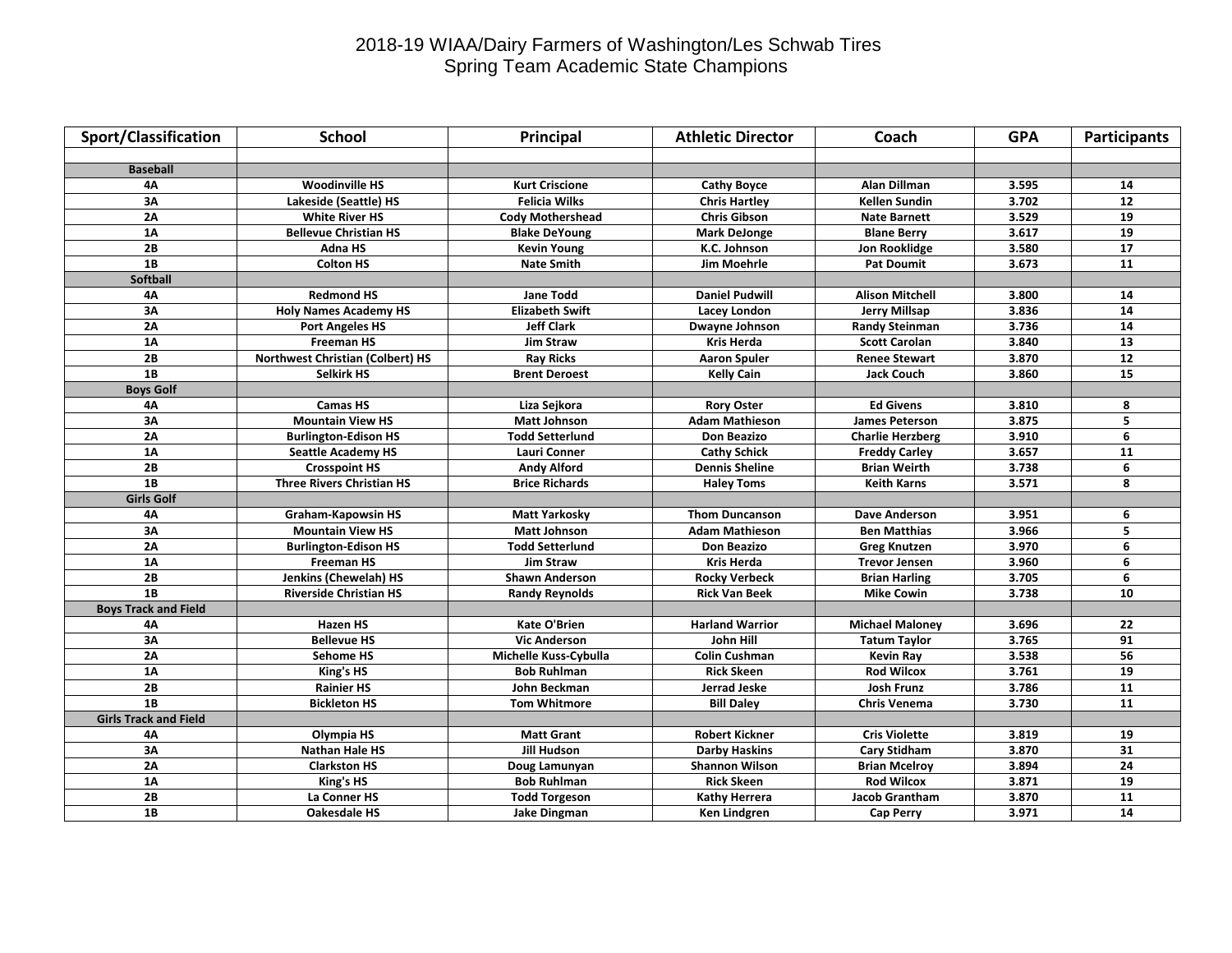# 2018-19 WIAA/Dairy Farmers of Washington/Les Schwab Tires
## Spring Team Academic State Champions

| Sport/Classification | School | Principal | Athletic Director | Coach | GPA | Participants |
|---|---|---|---|---|---|---|
| | | | | | | |
| **Baseball** | | | | | | |
| 4A | Woodinville HS | Kurt Criscione | Cathy Boyce | Alan Dillman | 3.595 | 14 |
| 3A | Lakeside (Seattle) HS | Felicia Wilks | Chris Hartley | Kellen Sundin | 3.702 | 12 |
| 2A | White River HS | Cody Mothershead | Chris Gibson | Nate Barnett | 3.529 | 19 |
| 1A | Bellevue Christian HS | Blake DeYoung | Mark DeJonge | Blane Berry | 3.617 | 19 |
| 2B | Adna HS | Kevin Young | K.C. Johnson | Jon Rooklidge | 3.580 | 17 |
| 1B | Colton HS | Nate Smith | Jim Moehrle | Pat Doumit | 3.673 | 11 |
| **Softball** | | | | | | |
| 4A | Redmond HS | Jane Todd | Daniel Pudwill | Alison Mitchell | 3.800 | 14 |
| 3A | Holy Names Academy HS | Elizabeth Swift | Lacey London | Jerry Millsap | 3.836 | 14 |
| 2A | Port Angeles HS | Jeff Clark | Dwayne Johnson | Randy Steinman | 3.736 | 14 |
| 1A | Freeman HS | Jim Straw | Kris Herda | Scott Carolan | 3.840 | 13 |
| 2B | Northwest Christian (Colbert) HS | Ray Ricks | Aaron Spuler | Renee Stewart | 3.870 | 12 |
| 1B | Selkirk HS | Brent Deroest | Kelly Cain | Jack Couch | 3.860 | 15 |
| **Boys Golf** | | | | | | |
| 4A | Camas HS | Liza Sejkora | Rory Oster | Ed Givens | 3.810 | 8 |
| 3A | Mountain View HS | Matt Johnson | Adam Mathieson | James Peterson | 3.875 | 5 |
| 2A | Burlington-Edison HS | Todd Setterlund | Don Beazizo | Charlie Herzberg | 3.910 | 6 |
| 1A | Seattle Academy HS | Lauri Conner | Cathy Schick | Freddy Carley | 3.657 | 11 |
| 2B | Crosspoint HS | Andy Alford | Dennis Sheline | Brian Weirth | 3.738 | 6 |
| 1B | Three Rivers Christian HS | Brice Richards | Haley Toms | Keith Karns | 3.571 | 8 |
| **Girls Golf** | | | | | | |
| 4A | Graham-Kapowsin HS | Matt Yarkosky | Thom Duncanson | Dave Anderson | 3.951 | 6 |
| 3A | Mountain View HS | Matt Johnson | Adam Mathieson | Ben Matthias | 3.966 | 5 |
| 2A | Burlington-Edison HS | Todd Setterlund | Don Beazizo | Greg Knutzen | 3.970 | 6 |
| 1A | Freeman HS | Jim Straw | Kris Herda | Trevor Jensen | 3.960 | 6 |
| 2B | Jenkins (Chewelah) HS | Shawn Anderson | Rocky Verbeck | Brian Harling | 3.705 | 6 |
| 1B | Riverside Christian HS | Randy Reynolds | Rick Van Beek | Mike Cowin | 3.738 | 10 |
| **Boys Track and Field** | | | | | | |
| 4A | Hazen HS | Kate O'Brien | Harland Warrior | Michael Maloney | 3.696 | 22 |
| 3A | Bellevue HS | Vic Anderson | John Hill | Tatum Taylor | 3.765 | 91 |
| 2A | Sehome HS | Michelle Kuss-Cybulla | Colin Cushman | Kevin Ray | 3.538 | 56 |
| 1A | King's HS | Bob Ruhlman | Rick Skeen | Rod Wilcox | 3.761 | 19 |
| 2B | Rainier HS | John Beckman | Jerrad Jeske | Josh Frunz | 3.786 | 11 |
| 1B | Bickleton HS | Tom Whitmore | Bill Daley | Chris Venema | 3.730 | 11 |
| **Girls Track and Field** | | | | | | |
| 4A | Olympia HS | Matt Grant | Robert Kickner | Cris Violette | 3.819 | 19 |
| 3A | Nathan Hale HS | Jill Hudson | Darby Haskins | Cary Stidham | 3.870 | 31 |
| 2A | Clarkston HS | Doug Lamunyan | Shannon Wilson | Brian Mcelroy | 3.894 | 24 |
| 1A | King's HS | Bob Ruhlman | Rick Skeen | Rod Wilcox | 3.871 | 19 |
| 2B | La Conner HS | Todd Torgeson | Kathy Herrera | Jacob Grantham | 3.870 | 11 |
| 1B | Oakesdale HS | Jake Dingman | Ken Lindgren | Cap Perry | 3.971 | 14 |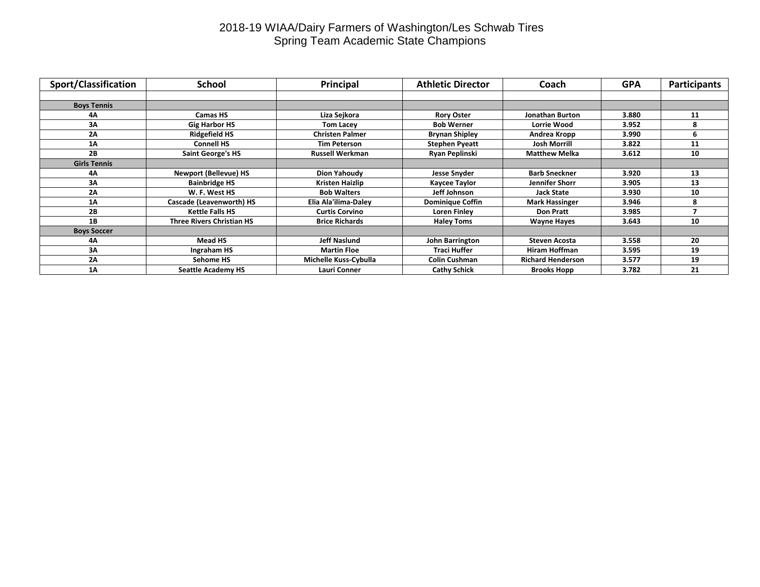# 2018-19 WIAA/Dairy Farmers of Washington/Les Schwab Tires
## Spring Team Academic State Champions

| Sport/Classification | School | Principal | Athletic Director | Coach | GPA | Participants |
|---|---|---|---|---|---|---|
| | | | | | | |
| **Boys Tennis** | | | | | | |
| 4A | Camas HS | Liza Sejkora | Rory Oster | Jonathan Burton | 3.880 | 11 |
| 3A | Gig Harbor HS | Tom Lacey | Bob Werner | Lorrie Wood | 3.952 | 8 |
| 2A | Ridgefield HS | Christen Palmer | Brynan Shipley | Andrea Kropp | 3.990 | 6 |
| 1A | Connell HS | Tim Peterson | Stephen Pyeatt | Josh Morrill | 3.822 | 11 |
| 2B | Saint George's HS | Russell Werkman | Ryan Peplinski | Matthew Melka | 3.612 | 10 |
| **Girls Tennis** | | | | | | |
| 4A | Newport (Bellevue) HS | Dion Yahoudy | Jesse Snyder | Barb Sneckner | 3.920 | 13 |
| 3A | Bainbridge HS | Kristen Haizlip | Kaycee Taylor | Jennifer Shorr | 3.905 | 13 |
| 2A | W. F. West HS | Bob Walters | Jeff Johnson | Jack State | 3.930 | 10 |
| 1A | Cascade (Leavenworth) HS | Elia Ala'ilima-Daley | Dominique Coffin | Mark Hassinger | 3.946 | 8 |
| 2B | Kettle Falls HS | Curtis Corvino | Loren Finley | Don Pratt | 3.985 | 7 |
| 1B | Three Rivers Christian HS | Brice Richards | Haley Toms | Wayne Hayes | 3.643 | 10 |
| **Boys Soccer** | | | | | | |
| 4A | Mead HS | Jeff Naslund | John Barrington | Steven Acosta | 3.558 | 20 |
| 3A | Ingraham HS | Martin Floe | Traci Huffer | Hiram Hoffman | 3.595 | 19 |
| 2A | Sehome HS | Michelle Kuss-Cybulla | Colin Cushman | Richard Henderson | 3.577 | 19 |
| 1A | Seattle Academy HS | Lauri Conner | Cathy Schick | Brooks Hopp | 3.782 | 21 |